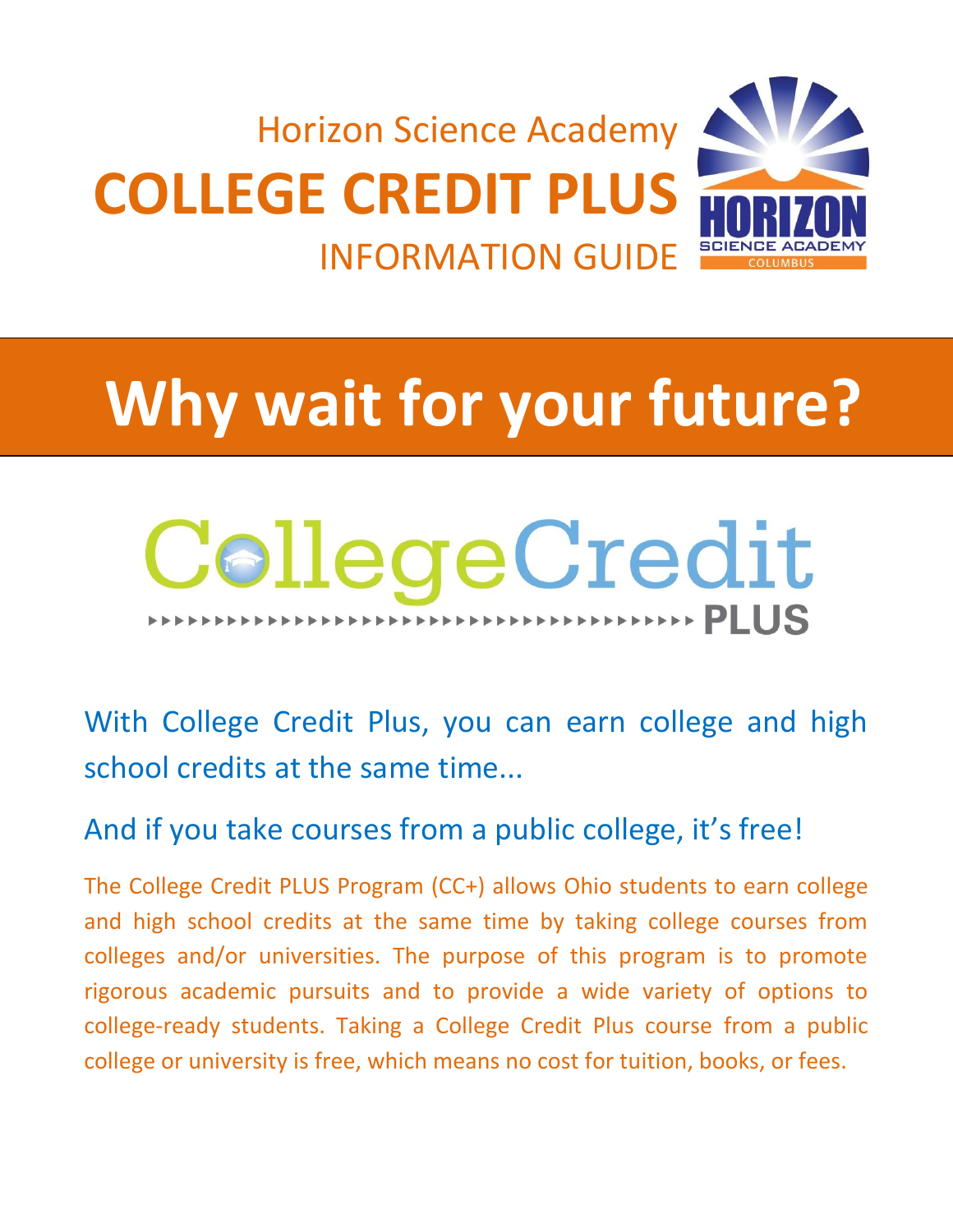Horizon Science Academy

# COLLEGE CREDIT PLUS

INFORMATION GUIDE

# Why wait for your future?

CollegeCredit PLUS

## With College Credit Plus, you can earn college and high school credits at the same time...

## And if you take courses from a public college, it's free!

The College Credit PLUS Program (CC+) allows Ohio students to earn college and high school credits at the same time by taking college courses from colleges and/or universities. The purpose of this program is to promote rigorous academic pursuits and to provide a wide variety of options to college-ready students. Taking a College Credit Plus course from a public college or university is free, which means no cost for tuition, books, or fees.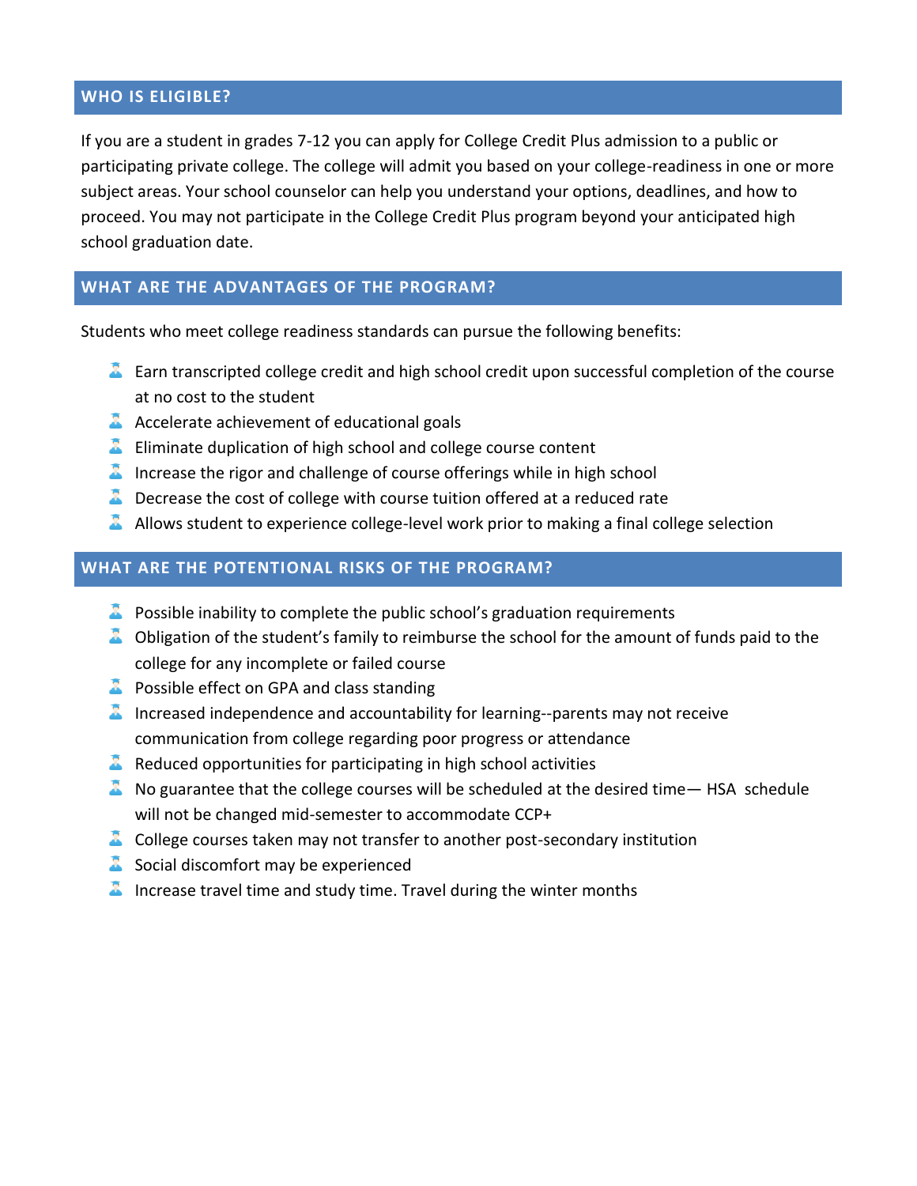## WHO IS ELIGIBLE?

If you are a student in grades 7-12 you can apply for College Credit Plus admission to a public or participating private college. The college will admit you based on your college-readiness in one or more subject areas. Your school counselor can help you understand your options, deadlines, and how to proceed. You may not participate in the College Credit Plus program beyond your anticipated high school graduation date.

## WHAT ARE THE ADVANTAGES OF THE PROGRAM?

Students who meet college readiness standards can pursue the following benefits:

- Earn transcripted college credit and high school credit upon successful completion of the course at no cost to the student
- Accelerate achievement of educational goals
- Eliminate duplication of high school and college course content
- Increase the rigor and challenge of course offerings while in high school
- Decrease the cost of college with course tuition offered at a reduced rate
- Allows student to experience college-level work prior to making a final college selection

## WHAT ARE THE POTENTIONAL RISKS OF THE PROGRAM?

- Possible inability to complete the public school's graduation requirements
- Obligation of the student's family to reimburse the school for the amount of funds paid to the college for any incomplete or failed course
- Possible effect on GPA and class standing
- Increased independence and accountability for learning--parents may not receive communication from college regarding poor progress or attendance
- Reduced opportunities for participating in high school activities
- No guarantee that the college courses will be scheduled at the desired time— HSA schedule will not be changed mid-semester to accommodate CCP+
- College courses taken may not transfer to another post-secondary institution
- Social discomfort may be experienced
- Increase travel time and study time. Travel during the winter months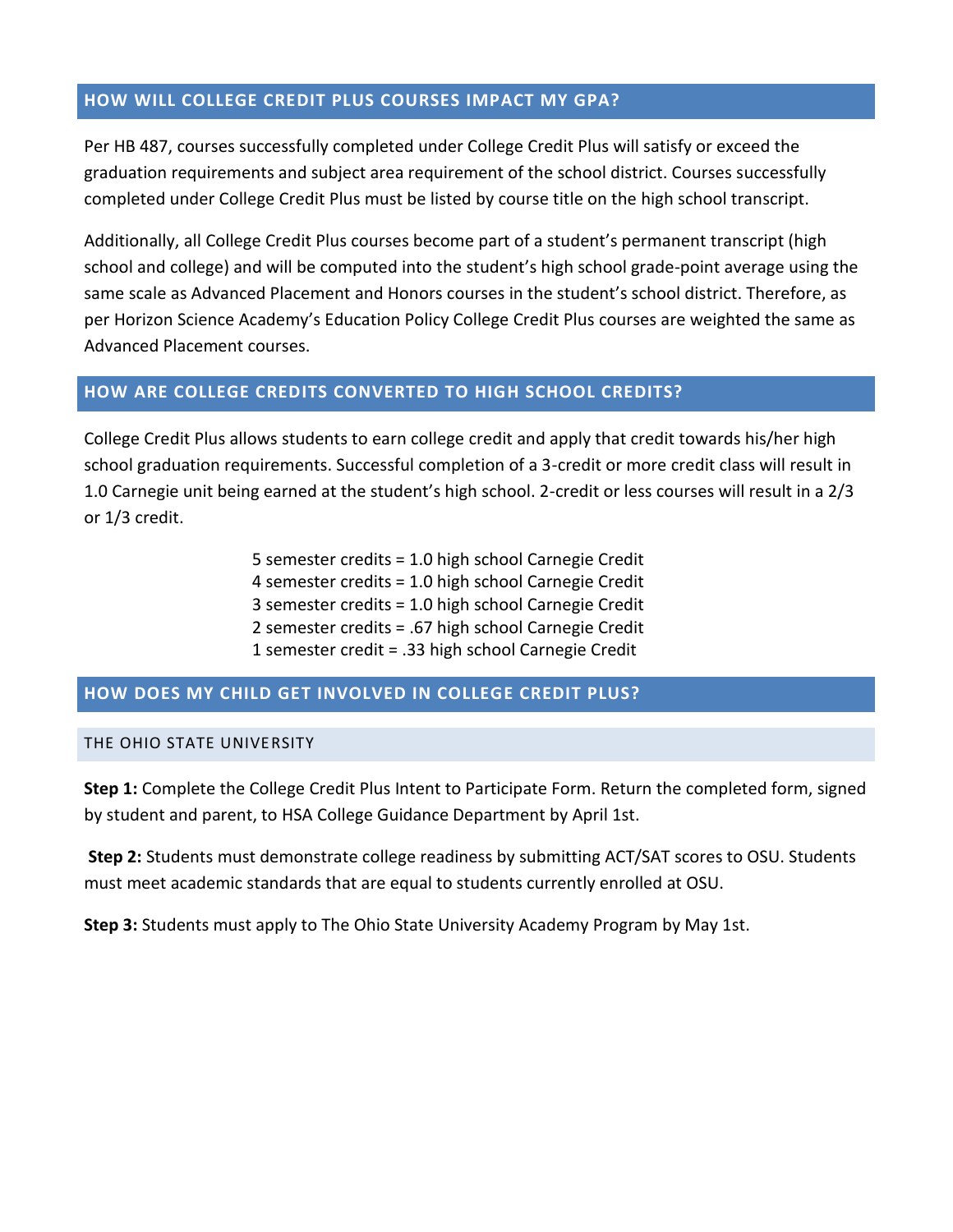## HOW WILL COLLEGE CREDIT PLUS COURSES IMPACT MY GPA?

Per HB 487, courses successfully completed under College Credit Plus will satisfy or exceed the graduation requirements and subject area requirement of the school district. Courses successfully completed under College Credit Plus must be listed by course title on the high school transcript.

Additionally, all College Credit Plus courses become part of a student's permanent transcript (high school and college) and will be computed into the student's high school grade-point average using the same scale as Advanced Placement and Honors courses in the student's school district. Therefore, as per Horizon Science Academy's Education Policy College Credit Plus courses are weighted the same as Advanced Placement courses.

## HOW ARE COLLEGE CREDITS CONVERTED TO HIGH SCHOOL CREDITS?

College Credit Plus allows students to earn college credit and apply that credit towards his/her high school graduation requirements. Successful completion of a 3-credit or more credit class will result in 1.0 Carnegie unit being earned at the student's high school. 2-credit or less courses will result in a 2/3 or 1/3 credit.

5 semester credits = 1.0 high school Carnegie Credit
4 semester credits = 1.0 high school Carnegie Credit
3 semester credits = 1.0 high school Carnegie Credit
2 semester credits = .67 high school Carnegie Credit
1 semester credit = .33 high school Carnegie Credit

## HOW DOES MY CHILD GET INVOLVED IN COLLEGE CREDIT PLUS?

### THE OHIO STATE UNIVERSITY

**Step 1:** Complete the College Credit Plus Intent to Participate Form. Return the completed form, signed by student and parent, to HSA College Guidance Department by April 1st.

**Step 2:** Students must demonstrate college readiness by submitting ACT/SAT scores to OSU. Students must meet academic standards that are equal to students currently enrolled at OSU.

**Step 3:** Students must apply to The Ohio State University Academy Program by May 1st.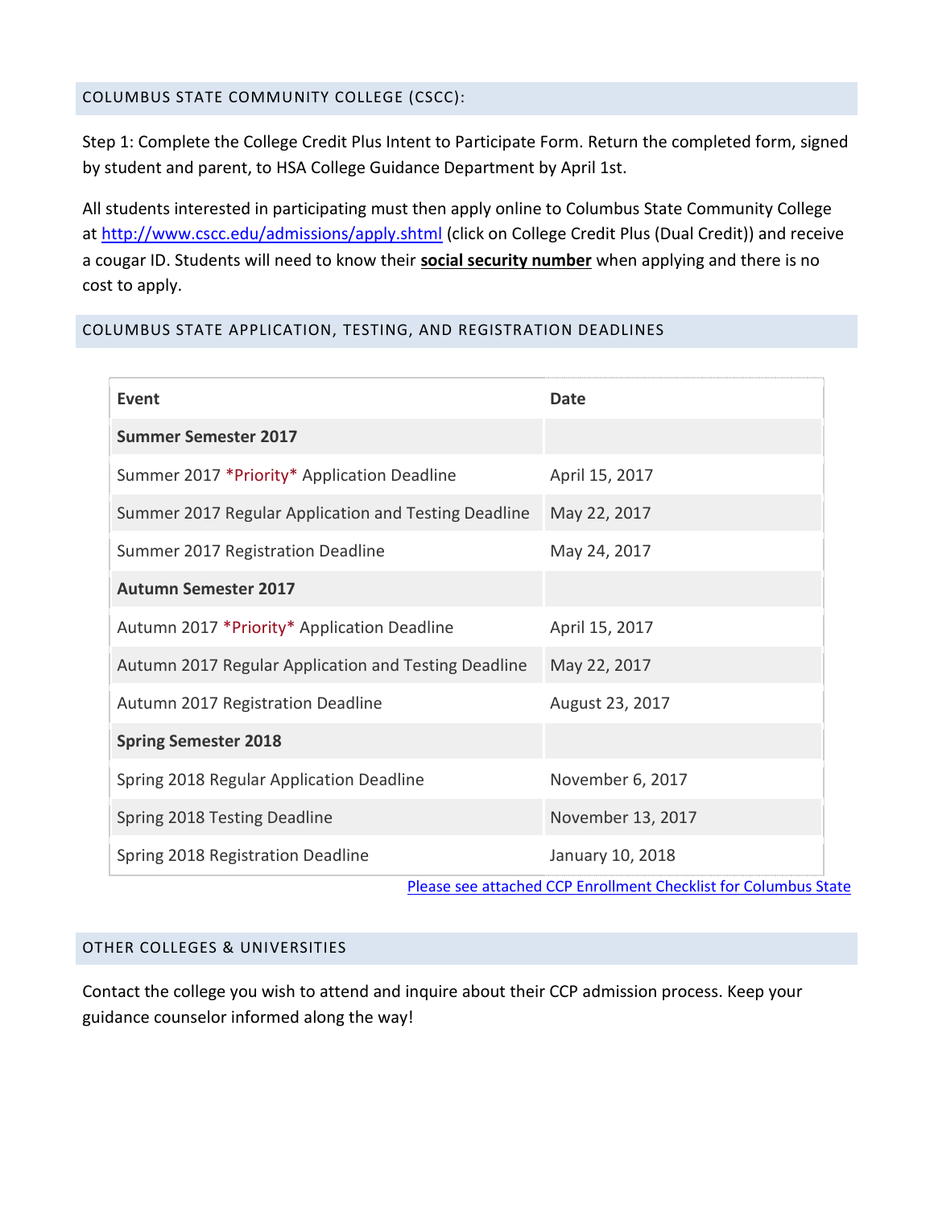## COLUMBUS STATE COMMUNITY COLLEGE (CSCC):

Step 1: Complete the College Credit Plus Intent to Participate Form. Return the completed form, signed by student and parent, to HSA College Guidance Department by April 1st.

All students interested in participating must then apply online to Columbus State Community College at [http://www.cscc.edu/admissions/apply.shtml](http://www.cscc.edu/admissions/apply.shtml) (click on College Credit Plus (Dual Credit)) and receive a cougar ID. Students will need to know their **social security number** when applying and there is no cost to apply.

## COLUMBUS STATE APPLICATION, TESTING, AND REGISTRATION DEADLINES

| Event | Date |
|---|---|
| **Summer Semester 2017** | |
| Summer 2017 *Priority* Application Deadline | April 15, 2017 |
| Summer 2017 Regular Application and Testing Deadline | May 22, 2017 |
| Summer 2017 Registration Deadline | May 24, 2017 |
| **Autumn Semester 2017** | |
| Autumn 2017 *Priority* Application Deadline | April 15, 2017 |
| Autumn 2017 Regular Application and Testing Deadline | May 22, 2017 |
| Autumn 2017 Registration Deadline | August 23, 2017 |
| **Spring Semester 2018** | |
| Spring 2018 Regular Application Deadline | November 6, 2017 |
| Spring 2018 Testing Deadline | November 13, 2017 |
| Spring 2018 Registration Deadline | January 10, 2018 |

Please see attached CCP Enrollment Checklist for Columbus State

## OTHER COLLEGES & UNIVERSITIES

Contact the college you wish to attend and inquire about their CCP admission process. Keep your guidance counselor informed along the way!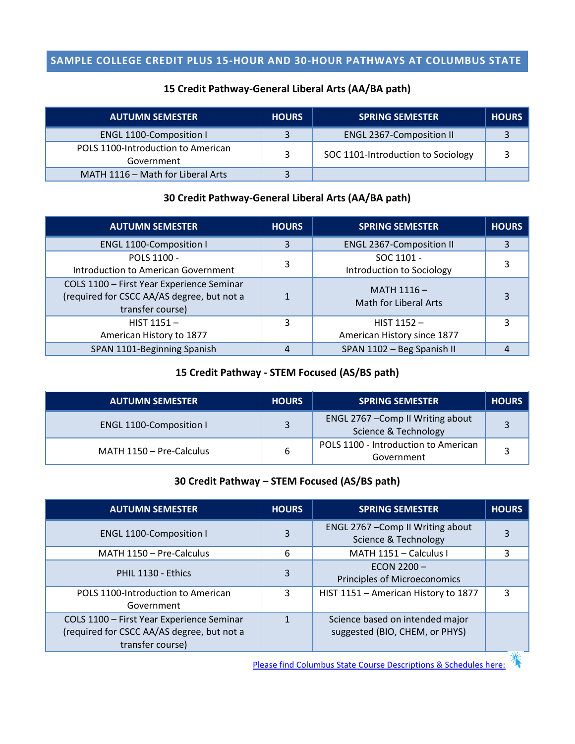## SAMPLE COLLEGE CREDIT PLUS 15-HOUR AND 30-HOUR PATHWAYS AT COLUMBUS STATE

### 15 Credit Pathway-General Liberal Arts (AA/BA path)

| AUTUMN SEMESTER | HOURS | SPRING SEMESTER | HOURS |
|---|---|---|---|
| ENGL 1100-Composition I | 3 | ENGL 2367-Composition II | 3 |
| POLS 1100-Introduction to American Government | 3 | SOC 1101-Introduction to Sociology | 3 |
| MATH 1116 – Math for Liberal Arts | 3 | | |

### 30 Credit Pathway-General Liberal Arts (AA/BA path)

| AUTUMN SEMESTER | HOURS | SPRING SEMESTER | HOURS |
|---|---|---|---|
| ENGL 1100-Composition I | 3 | ENGL 2367-Composition II | 3 |
| POLS 1100 - Introduction to American Government | 3 | SOC 1101 - Introduction to Sociology | 3 |
| COLS 1100 – First Year Experience Seminar (required for CSCC AA/AS degree, but not a transfer course) | 1 | MATH 1116 – Math for Liberal Arts | 3 |
| HIST 1151 – American History to 1877 | 3 | HIST 1152 – American History since 1877 | 3 |
| SPAN 1101-Beginning Spanish | 4 | SPAN 1102 – Beg Spanish II | 4 |

### 15 Credit Pathway - STEM Focused (AS/BS path)

| AUTUMN SEMESTER | HOURS | SPRING SEMESTER | HOURS |
|---|---|---|---|
| ENGL 1100-Composition I | 3 | ENGL 2767 –Comp II Writing about Science & Technology | 3 |
| MATH 1150 – Pre-Calculus | 6 | POLS 1100 - Introduction to American Government | 3 |

### 30 Credit Pathway – STEM Focused (AS/BS path)

| AUTUMN SEMESTER | HOURS | SPRING SEMESTER | HOURS |
|---|---|---|---|
| ENGL 1100-Composition I | 3 | ENGL 2767 –Comp II Writing about Science & Technology | 3 |
| MATH 1150 – Pre-Calculus | 6 | MATH 1151 – Calculus I | 3 |
| PHIL 1130 - Ethics | 3 | ECON 2200 – Principles of Microeconomics | |
| POLS 1100-Introduction to American Government | 3 | HIST 1151 – American History to 1877 | 3 |
| COLS 1100 – First Year Experience Seminar (required for CSCC AA/AS degree, but not a transfer course) | 1 | Science based on intended major suggested (BIO, CHEM, or PHYS) | |

Please find Columbus State Course Descriptions & Schedules here: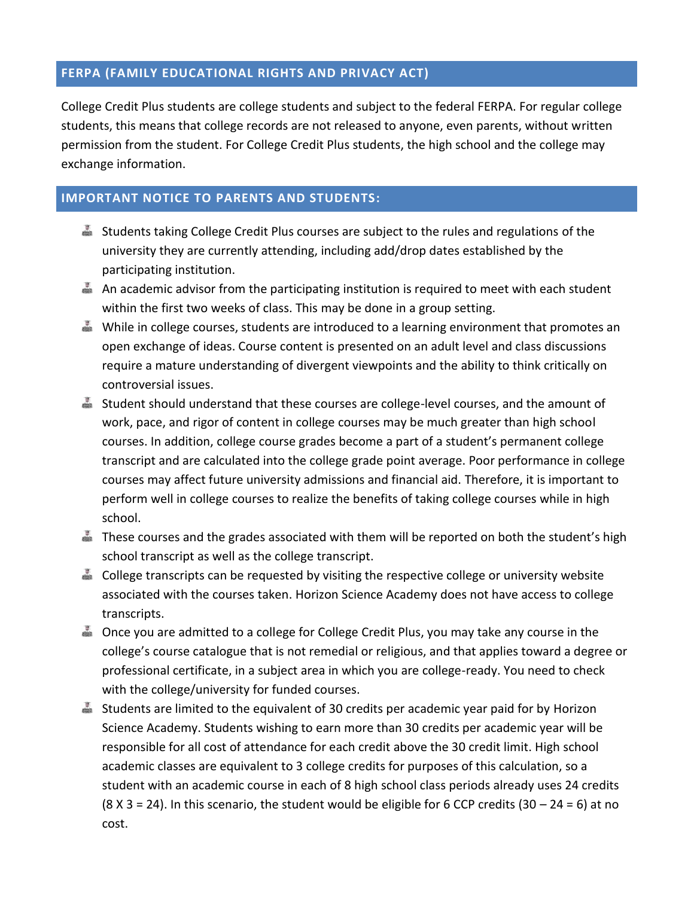## FERPA (FAMILY EDUCATIONAL RIGHTS AND PRIVACY ACT)

College Credit Plus students are college students and subject to the federal FERPA. For regular college students, this means that college records are not released to anyone, even parents, without written permission from the student. For College Credit Plus students, the high school and the college may exchange information.

## IMPORTANT NOTICE TO PARENTS AND STUDENTS:

- Students taking College Credit Plus courses are subject to the rules and regulations of the university they are currently attending, including add/drop dates established by the participating institution.
- An academic advisor from the participating institution is required to meet with each student within the first two weeks of class. This may be done in a group setting.
- While in college courses, students are introduced to a learning environment that promotes an open exchange of ideas. Course content is presented on an adult level and class discussions require a mature understanding of divergent viewpoints and the ability to think critically on controversial issues.
- Student should understand that these courses are college-level courses, and the amount of work, pace, and rigor of content in college courses may be much greater than high school courses. In addition, college course grades become a part of a student's permanent college transcript and are calculated into the college grade point average. Poor performance in college courses may affect future university admissions and financial aid. Therefore, it is important to perform well in college courses to realize the benefits of taking college courses while in high school.
- These courses and the grades associated with them will be reported on both the student's high school transcript as well as the college transcript.
- College transcripts can be requested by visiting the respective college or university website associated with the courses taken. Horizon Science Academy does not have access to college transcripts.
- Once you are admitted to a college for College Credit Plus, you may take any course in the college's course catalogue that is not remedial or religious, and that applies toward a degree or professional certificate, in a subject area in which you are college-ready. You need to check with the college/university for funded courses.
- Students are limited to the equivalent of 30 credits per academic year paid for by Horizon Science Academy. Students wishing to earn more than 30 credits per academic year will be responsible for all cost of attendance for each credit above the 30 credit limit. High school academic classes are equivalent to 3 college credits for purposes of this calculation, so a student with an academic course in each of 8 high school class periods already uses 24 credits (8 X 3 = 24). In this scenario, the student would be eligible for 6 CCP credits (30 – 24 = 6) at no cost.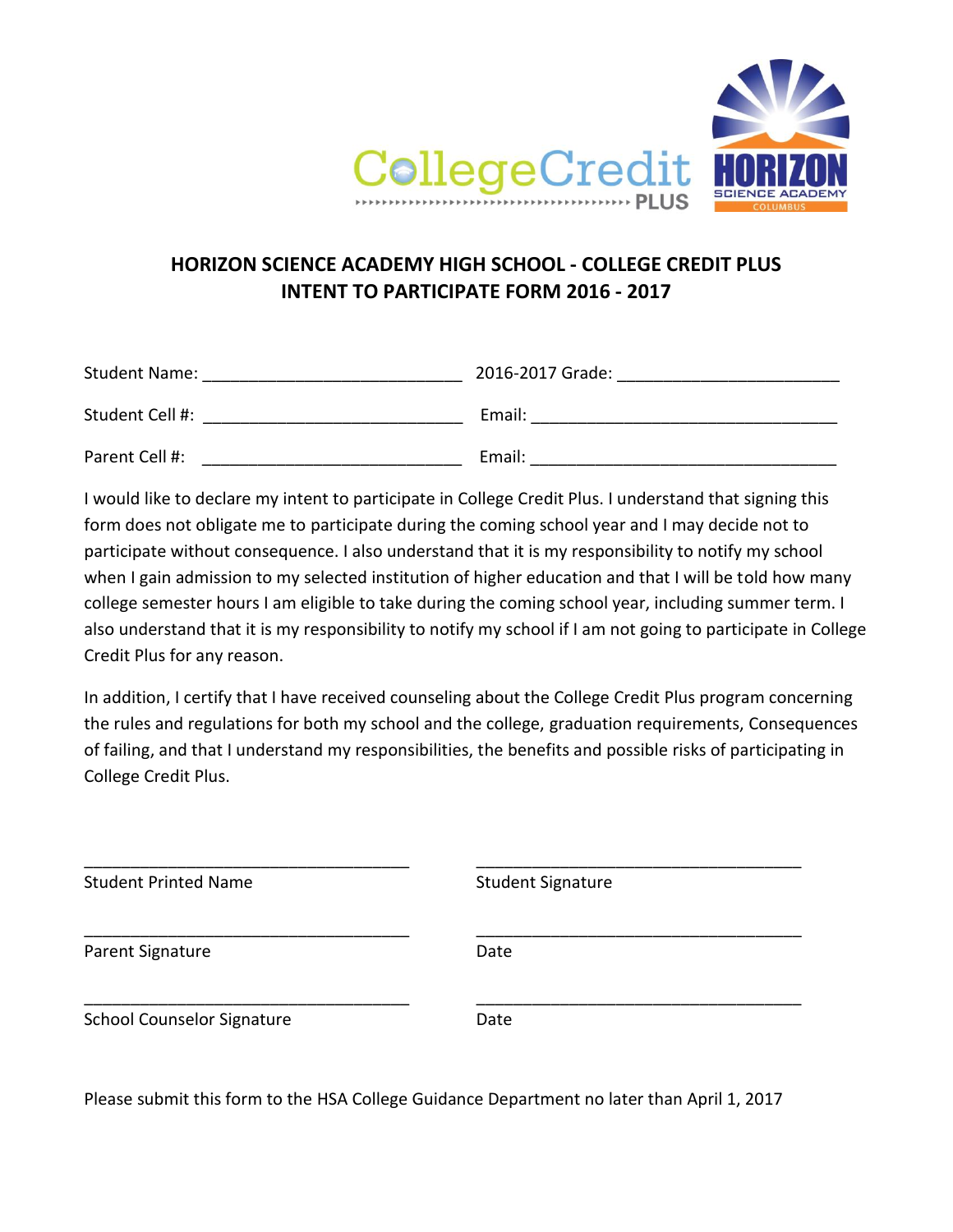CollegeCredit PLUS

HORIZON SCIENCE ACADEMY COLUMBUS

## HORIZON SCIENCE ACADEMY HIGH SCHOOL - COLLEGE CREDIT PLUS INTENT TO PARTICIPATE FORM 2016 - 2017

Student Name: ___________________________ 2016-2017 Grade: _______________________

Student Cell #: ___________________________ Email: ________________________________

Parent Cell #: ___________________________ Email: ________________________________

I would like to declare my intent to participate in College Credit Plus. I understand that signing this form does not obligate me to participate during the coming school year and I may decide not to participate without consequence. I also understand that it is my responsibility to notify my school when I gain admission to my selected institution of higher education and that I will be told how many college semester hours I am eligible to take during the coming school year, including summer term. I also understand that it is my responsibility to notify my school if I am not going to participate in College Credit Plus for any reason.

In addition, I certify that I have received counseling about the College Credit Plus program concerning the rules and regulations for both my school and the college, graduation requirements, Consequences of failing, and that I understand my responsibilities, the benefits and possible risks of participating in College Credit Plus.

___________________________________ ___________________________________
Student Printed Name Student Signature

___________________________________ ___________________________________
Parent Signature Date

___________________________________ ___________________________________
School Counselor Signature Date

Please submit this form to the HSA College Guidance Department no later than April 1, 2017